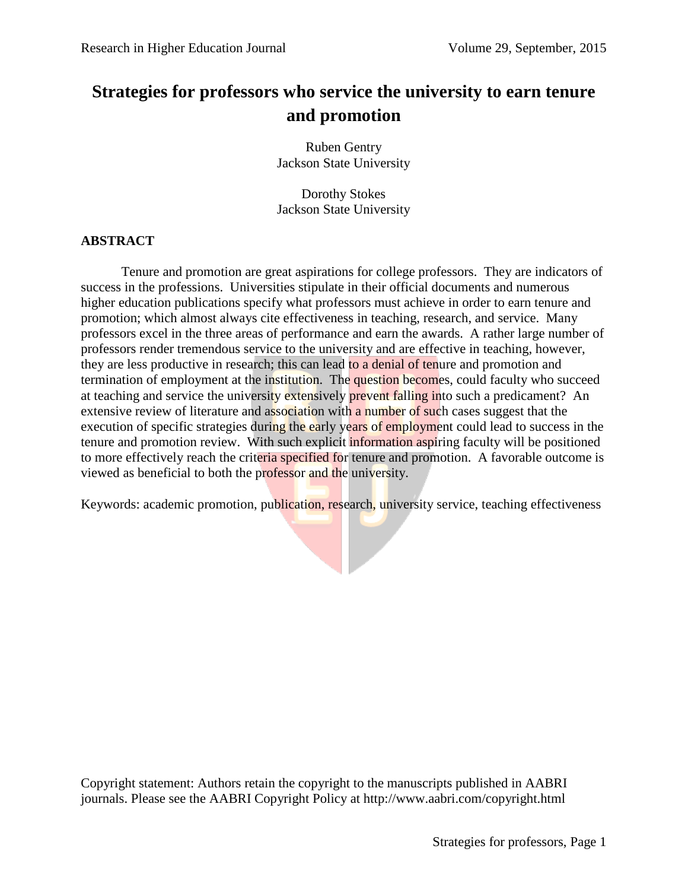# Strategies for professors who service the university to earn tenure and promotion

Ruben Gentry
Jackson State University

Dorothy Stokes
Jackson State University

## ABSTRACT

Tenure and promotion are great aspirations for college professors. They are indicators of success in the professions. Universities stipulate in their official documents and numerous higher education publications specify what professors must achieve in order to earn tenure and promotion; which almost always cite effectiveness in teaching, research, and service. Many professors excel in the three areas of performance and earn the awards. A rather large number of professors render tremendous service to the university and are effective in teaching, however, they are less productive in research; this can lead to a denial of tenure and promotion and termination of employment at the institution. The question becomes, could faculty who succeed at teaching and service the university extensively prevent falling into such a predicament? An extensive review of literature and association with a number of such cases suggest that the execution of specific strategies during the early years of employment could lead to success in the tenure and promotion review. With such explicit information aspiring faculty will be positioned to more effectively reach the criteria specified for tenure and promotion. A favorable outcome is viewed as beneficial to both the professor and the university.

Keywords: academic promotion, publication, research, university service, teaching effectiveness

Copyright statement: Authors retain the copyright to the manuscripts published in AABRI journals. Please see the AABRI Copyright Policy at http://www.aabri.com/copyright.html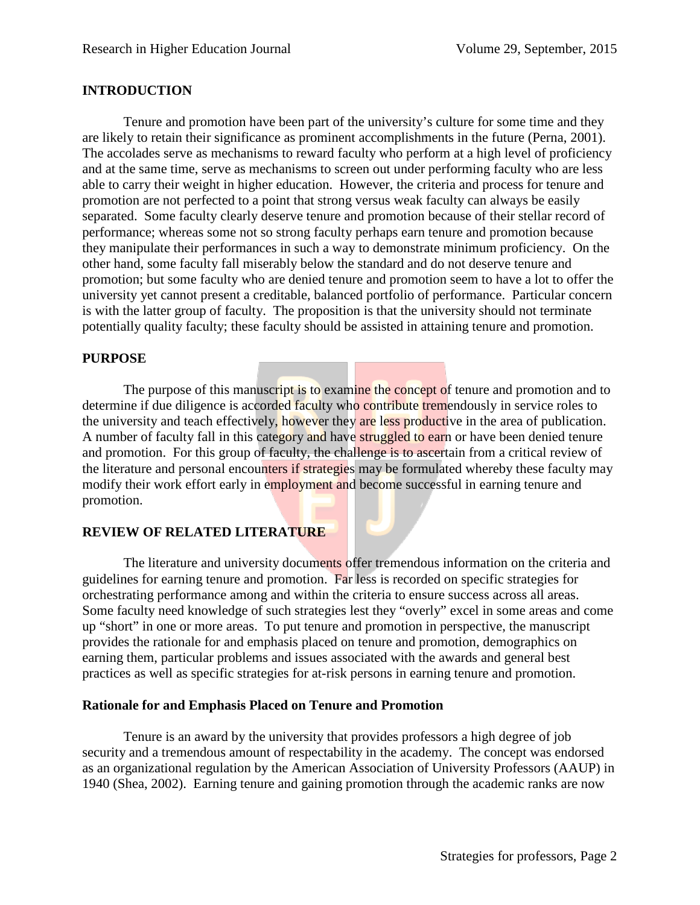## INTRODUCTION

Tenure and promotion have been part of the university's culture for some time and they are likely to retain their significance as prominent accomplishments in the future (Perna, 2001). The accolades serve as mechanisms to reward faculty who perform at a high level of proficiency and at the same time, serve as mechanisms to screen out under performing faculty who are less able to carry their weight in higher education. However, the criteria and process for tenure and promotion are not perfected to a point that strong versus weak faculty can always be easily separated. Some faculty clearly deserve tenure and promotion because of their stellar record of performance; whereas some not so strong faculty perhaps earn tenure and promotion because they manipulate their performances in such a way to demonstrate minimum proficiency. On the other hand, some faculty fall miserably below the standard and do not deserve tenure and promotion; but some faculty who are denied tenure and promotion seem to have a lot to offer the university yet cannot present a creditable, balanced portfolio of performance. Particular concern is with the latter group of faculty. The proposition is that the university should not terminate potentially quality faculty; these faculty should be assisted in attaining tenure and promotion.

## PURPOSE

The purpose of this manuscript is to examine the concept of tenure and promotion and to determine if due diligence is accorded faculty who contribute tremendously in service roles to the university and teach effectively, however they are less productive in the area of publication. A number of faculty fall in this category and have struggled to earn or have been denied tenure and promotion. For this group of faculty, the challenge is to ascertain from a critical review of the literature and personal encounters if strategies may be formulated whereby these faculty may modify their work effort early in employment and become successful in earning tenure and promotion.

## REVIEW OF RELATED LITERATURE

The literature and university documents offer tremendous information on the criteria and guidelines for earning tenure and promotion. Far less is recorded on specific strategies for orchestrating performance among and within the criteria to ensure success across all areas. Some faculty need knowledge of such strategies lest they "overly" excel in some areas and come up "short" in one or more areas. To put tenure and promotion in perspective, the manuscript provides the rationale for and emphasis placed on tenure and promotion, demographics on earning them, particular problems and issues associated with the awards and general best practices as well as specific strategies for at-risk persons in earning tenure and promotion.

### Rationale for and Emphasis Placed on Tenure and Promotion

Tenure is an award by the university that provides professors a high degree of job security and a tremendous amount of respectability in the academy. The concept was endorsed as an organizational regulation by the American Association of University Professors (AAUP) in 1940 (Shea, 2002). Earning tenure and gaining promotion through the academic ranks are now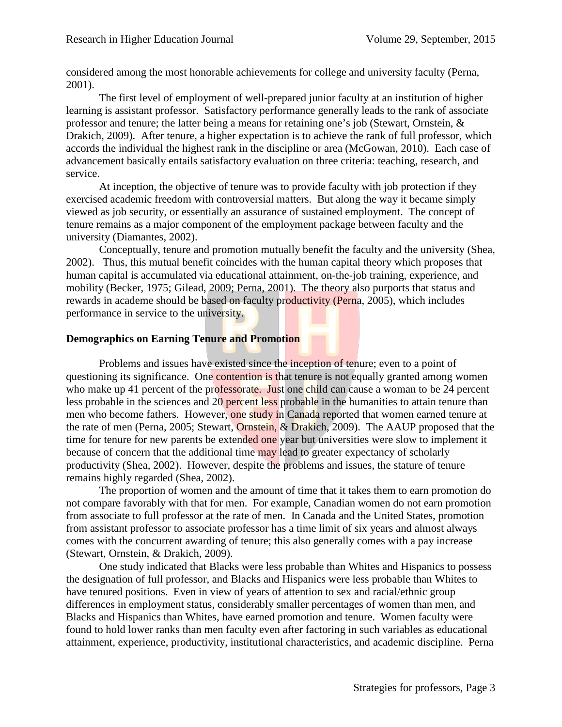considered among the most honorable achievements for college and university faculty (Perna, 2001).

The first level of employment of well-prepared junior faculty at an institution of higher learning is assistant professor. Satisfactory performance generally leads to the rank of associate professor and tenure; the latter being a means for retaining one's job (Stewart, Ornstein, & Drakich, 2009). After tenure, a higher expectation is to achieve the rank of full professor, which accords the individual the highest rank in the discipline or area (McGowan, 2010). Each case of advancement basically entails satisfactory evaluation on three criteria: teaching, research, and service.

At inception, the objective of tenure was to provide faculty with job protection if they exercised academic freedom with controversial matters. But along the way it became simply viewed as job security, or essentially an assurance of sustained employment. The concept of tenure remains as a major component of the employment package between faculty and the university (Diamantes, 2002).

Conceptually, tenure and promotion mutually benefit the faculty and the university (Shea, 2002). Thus, this mutual benefit coincides with the human capital theory which proposes that human capital is accumulated via educational attainment, on-the-job training, experience, and mobility (Becker, 1975; Gilead, 2009; Perna, 2001). The theory also purports that status and rewards in academe should be based on faculty productivity (Perna, 2005), which includes performance in service to the university.

## Demographics on Earning Tenure and Promotion

Problems and issues have existed since the inception of tenure; even to a point of questioning its significance. One contention is that tenure is not equally granted among women who make up 41 percent of the professorate. Just one child can cause a woman to be 24 percent less probable in the sciences and 20 percent less probable in the humanities to attain tenure than men who become fathers. However, one study in Canada reported that women earned tenure at the rate of men (Perna, 2005; Stewart, Ornstein, & Drakich, 2009). The AAUP proposed that the time for tenure for new parents be extended one year but universities were slow to implement it because of concern that the additional time may lead to greater expectancy of scholarly productivity (Shea, 2002). However, despite the problems and issues, the stature of tenure remains highly regarded (Shea, 2002).

The proportion of women and the amount of time that it takes them to earn promotion do not compare favorably with that for men. For example, Canadian women do not earn promotion from associate to full professor at the rate of men. In Canada and the United States, promotion from assistant professor to associate professor has a time limit of six years and almost always comes with the concurrent awarding of tenure; this also generally comes with a pay increase (Stewart, Ornstein, & Drakich, 2009).

One study indicated that Blacks were less probable than Whites and Hispanics to possess the designation of full professor, and Blacks and Hispanics were less probable than Whites to have tenured positions. Even in view of years of attention to sex and racial/ethnic group differences in employment status, considerably smaller percentages of women than men, and Blacks and Hispanics than Whites, have earned promotion and tenure. Women faculty were found to hold lower ranks than men faculty even after factoring in such variables as educational attainment, experience, productivity, institutional characteristics, and academic discipline. Perna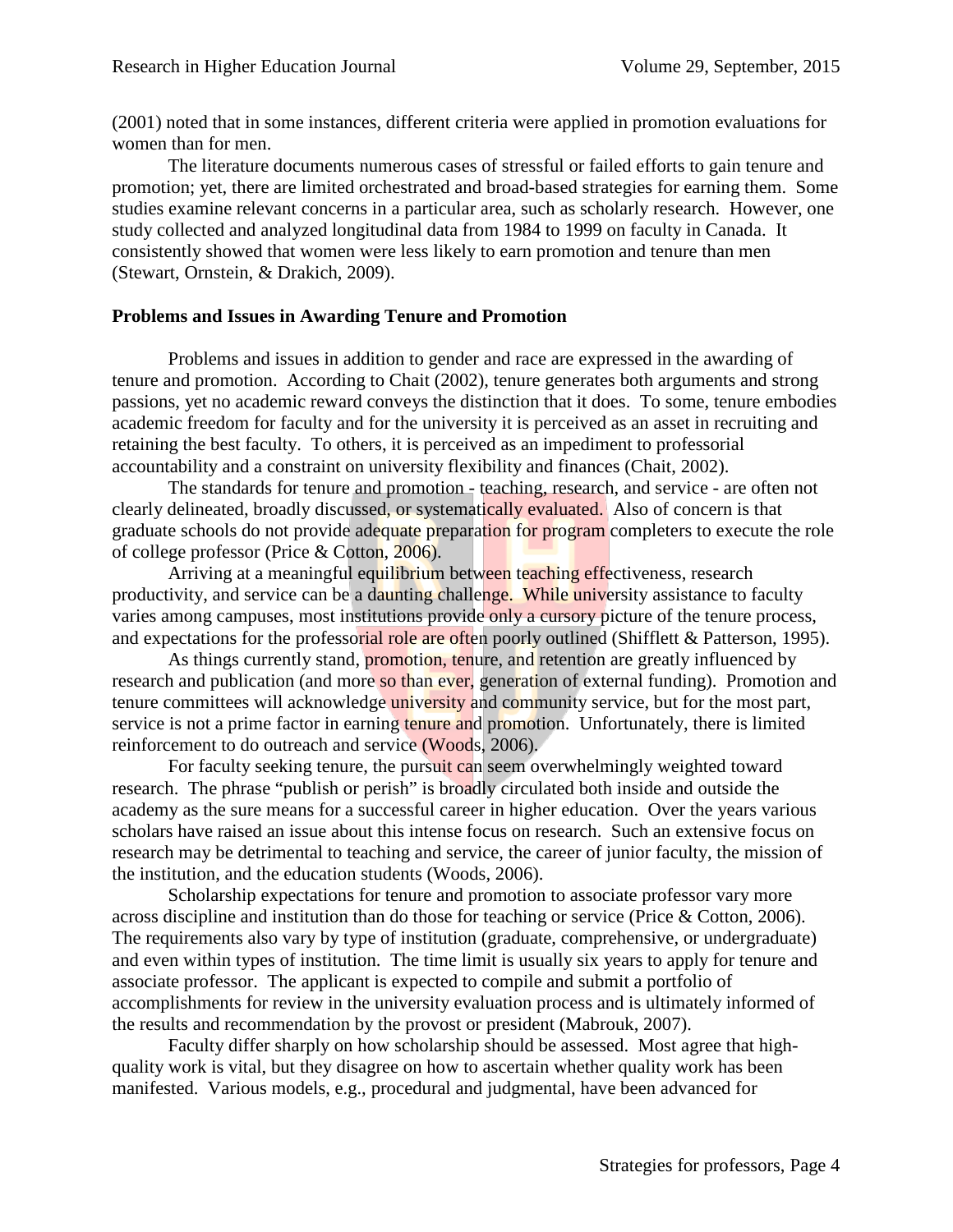(2001) noted that in some instances, different criteria were applied in promotion evaluations for women than for men.

The literature documents numerous cases of stressful or failed efforts to gain tenure and promotion; yet, there are limited orchestrated and broad-based strategies for earning them. Some studies examine relevant concerns in a particular area, such as scholarly research. However, one study collected and analyzed longitudinal data from 1984 to 1999 on faculty in Canada. It consistently showed that women were less likely to earn promotion and tenure than men (Stewart, Ornstein, & Drakich, 2009).

**Problems and Issues in Awarding Tenure and Promotion**

Problems and issues in addition to gender and race are expressed in the awarding of tenure and promotion. According to Chait (2002), tenure generates both arguments and strong passions, yet no academic reward conveys the distinction that it does. To some, tenure embodies academic freedom for faculty and for the university it is perceived as an asset in recruiting and retaining the best faculty. To others, it is perceived as an impediment to professorial accountability and a constraint on university flexibility and finances (Chait, 2002).

The standards for tenure and promotion - teaching, research, and service - are often not clearly delineated, broadly discussed, or systematically evaluated. Also of concern is that graduate schools do not provide adequate preparation for program completers to execute the role of college professor (Price & Cotton, 2006).

Arriving at a meaningful equilibrium between teaching effectiveness, research productivity, and service can be a daunting challenge. While university assistance to faculty varies among campuses, most institutions provide only a cursory picture of the tenure process, and expectations for the professorial role are often poorly outlined (Shifflett & Patterson, 1995).

As things currently stand, promotion, tenure, and retention are greatly influenced by research and publication (and more so than ever, generation of external funding). Promotion and tenure committees will acknowledge university and community service, but for the most part, service is not a prime factor in earning tenure and promotion. Unfortunately, there is limited reinforcement to do outreach and service (Woods, 2006).

For faculty seeking tenure, the pursuit can seem overwhelmingly weighted toward research. The phrase "publish or perish" is broadly circulated both inside and outside the academy as the sure means for a successful career in higher education. Over the years various scholars have raised an issue about this intense focus on research. Such an extensive focus on research may be detrimental to teaching and service, the career of junior faculty, the mission of the institution, and the education students (Woods, 2006).

Scholarship expectations for tenure and promotion to associate professor vary more across discipline and institution than do those for teaching or service (Price & Cotton, 2006). The requirements also vary by type of institution (graduate, comprehensive, or undergraduate) and even within types of institution. The time limit is usually six years to apply for tenure and associate professor. The applicant is expected to compile and submit a portfolio of accomplishments for review in the university evaluation process and is ultimately informed of the results and recommendation by the provost or president (Mabrouk, 2007).

Faculty differ sharply on how scholarship should be assessed. Most agree that high-quality work is vital, but they disagree on how to ascertain whether quality work has been manifested. Various models, e.g., procedural and judgmental, have been advanced for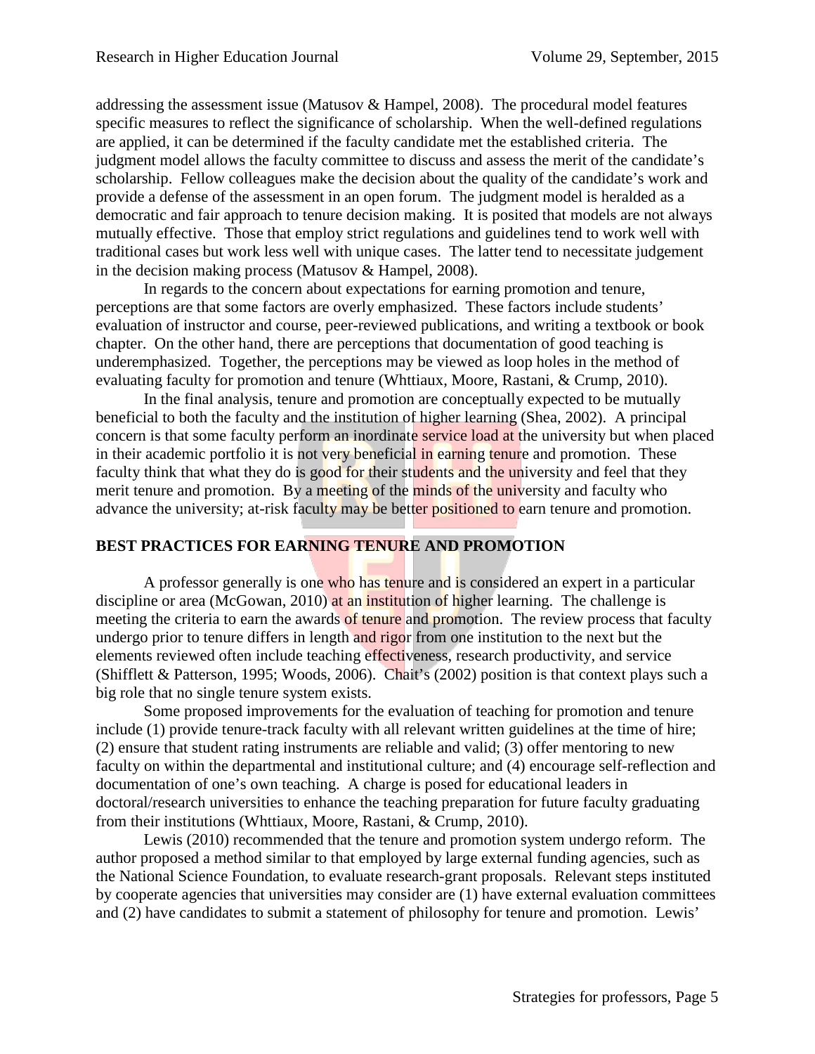addressing the assessment issue (Matusov & Hampel, 2008). The procedural model features specific measures to reflect the significance of scholarship. When the well-defined regulations are applied, it can be determined if the faculty candidate met the established criteria. The judgment model allows the faculty committee to discuss and assess the merit of the candidate's scholarship. Fellow colleagues make the decision about the quality of the candidate's work and provide a defense of the assessment in an open forum. The judgment model is heralded as a democratic and fair approach to tenure decision making. It is posited that models are not always mutually effective. Those that employ strict regulations and guidelines tend to work well with traditional cases but work less well with unique cases. The latter tend to necessitate judgement in the decision making process (Matusov & Hampel, 2008).

In regards to the concern about expectations for earning promotion and tenure, perceptions are that some factors are overly emphasized. These factors include students' evaluation of instructor and course, peer-reviewed publications, and writing a textbook or book chapter. On the other hand, there are perceptions that documentation of good teaching is underemphasized. Together, the perceptions may be viewed as loop holes in the method of evaluating faculty for promotion and tenure (Whttiaux, Moore, Rastani, & Crump, 2010).

In the final analysis, tenure and promotion are conceptually expected to be mutually beneficial to both the faculty and the institution of higher learning (Shea, 2002). A principal concern is that some faculty perform an inordinate service load at the university but when placed in their academic portfolio it is not very beneficial in earning tenure and promotion. These faculty think that what they do is good for their students and the university and feel that they merit tenure and promotion. By a meeting of the minds of the university and faculty who advance the university; at-risk faculty may be better positioned to earn tenure and promotion.

## BEST PRACTICES FOR EARNING TENURE AND PROMOTION

A professor generally is one who has tenure and is considered an expert in a particular discipline or area (McGowan, 2010) at an institution of higher learning. The challenge is meeting the criteria to earn the awards of tenure and promotion. The review process that faculty undergo prior to tenure differs in length and rigor from one institution to the next but the elements reviewed often include teaching effectiveness, research productivity, and service (Shifflett & Patterson, 1995; Woods, 2006). Chait's (2002) position is that context plays such a big role that no single tenure system exists.

Some proposed improvements for the evaluation of teaching for promotion and tenure include (1) provide tenure-track faculty with all relevant written guidelines at the time of hire; (2) ensure that student rating instruments are reliable and valid; (3) offer mentoring to new faculty on within the departmental and institutional culture; and (4) encourage self-reflection and documentation of one's own teaching. A charge is posed for educational leaders in doctoral/research universities to enhance the teaching preparation for future faculty graduating from their institutions (Whttiaux, Moore, Rastani, & Crump, 2010).

Lewis (2010) recommended that the tenure and promotion system undergo reform. The author proposed a method similar to that employed by large external funding agencies, such as the National Science Foundation, to evaluate research-grant proposals. Relevant steps instituted by cooperate agencies that universities may consider are (1) have external evaluation committees and (2) have candidates to submit a statement of philosophy for tenure and promotion. Lewis'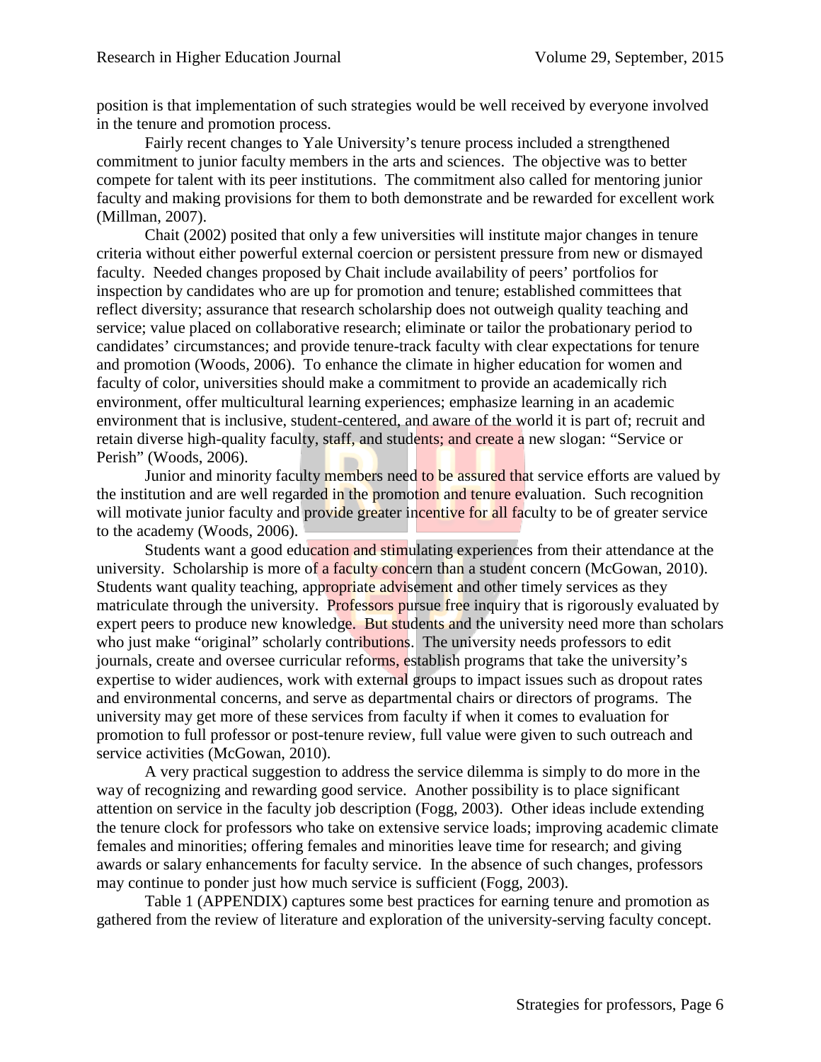position is that implementation of such strategies would be well received by everyone involved in the tenure and promotion process.

Fairly recent changes to Yale University's tenure process included a strengthened commitment to junior faculty members in the arts and sciences. The objective was to better compete for talent with its peer institutions. The commitment also called for mentoring junior faculty and making provisions for them to both demonstrate and be rewarded for excellent work (Millman, 2007).

Chait (2002) posited that only a few universities will institute major changes in tenure criteria without either powerful external coercion or persistent pressure from new or dismayed faculty. Needed changes proposed by Chait include availability of peers' portfolios for inspection by candidates who are up for promotion and tenure; established committees that reflect diversity; assurance that research scholarship does not outweigh quality teaching and service; value placed on collaborative research; eliminate or tailor the probationary period to candidates' circumstances; and provide tenure-track faculty with clear expectations for tenure and promotion (Woods, 2006). To enhance the climate in higher education for women and faculty of color, universities should make a commitment to provide an academically rich environment, offer multicultural learning experiences; emphasize learning in an academic environment that is inclusive, student-centered, and aware of the world it is part of; recruit and retain diverse high-quality faculty, staff, and students; and create a new slogan: "Service or Perish" (Woods, 2006).

Junior and minority faculty members need to be assured that service efforts are valued by the institution and are well regarded in the promotion and tenure evaluation. Such recognition will motivate junior faculty and provide greater incentive for all faculty to be of greater service to the academy (Woods, 2006).

Students want a good education and stimulating experiences from their attendance at the university. Scholarship is more of a faculty concern than a student concern (McGowan, 2010). Students want quality teaching, appropriate advisement and other timely services as they matriculate through the university. Professors pursue free inquiry that is rigorously evaluated by expert peers to produce new knowledge. But students and the university need more than scholars who just make "original" scholarly contributions. The university needs professors to edit journals, create and oversee curricular reforms, establish programs that take the university's expertise to wider audiences, work with external groups to impact issues such as dropout rates and environmental concerns, and serve as departmental chairs or directors of programs. The university may get more of these services from faculty if when it comes to evaluation for promotion to full professor or post-tenure review, full value were given to such outreach and service activities (McGowan, 2010).

A very practical suggestion to address the service dilemma is simply to do more in the way of recognizing and rewarding good service. Another possibility is to place significant attention on service in the faculty job description (Fogg, 2003). Other ideas include extending the tenure clock for professors who take on extensive service loads; improving academic climate females and minorities; offering females and minorities leave time for research; and giving awards or salary enhancements for faculty service. In the absence of such changes, professors may continue to ponder just how much service is sufficient (Fogg, 2003).

Table 1 (APPENDIX) captures some best practices for earning tenure and promotion as gathered from the review of literature and exploration of the university-serving faculty concept.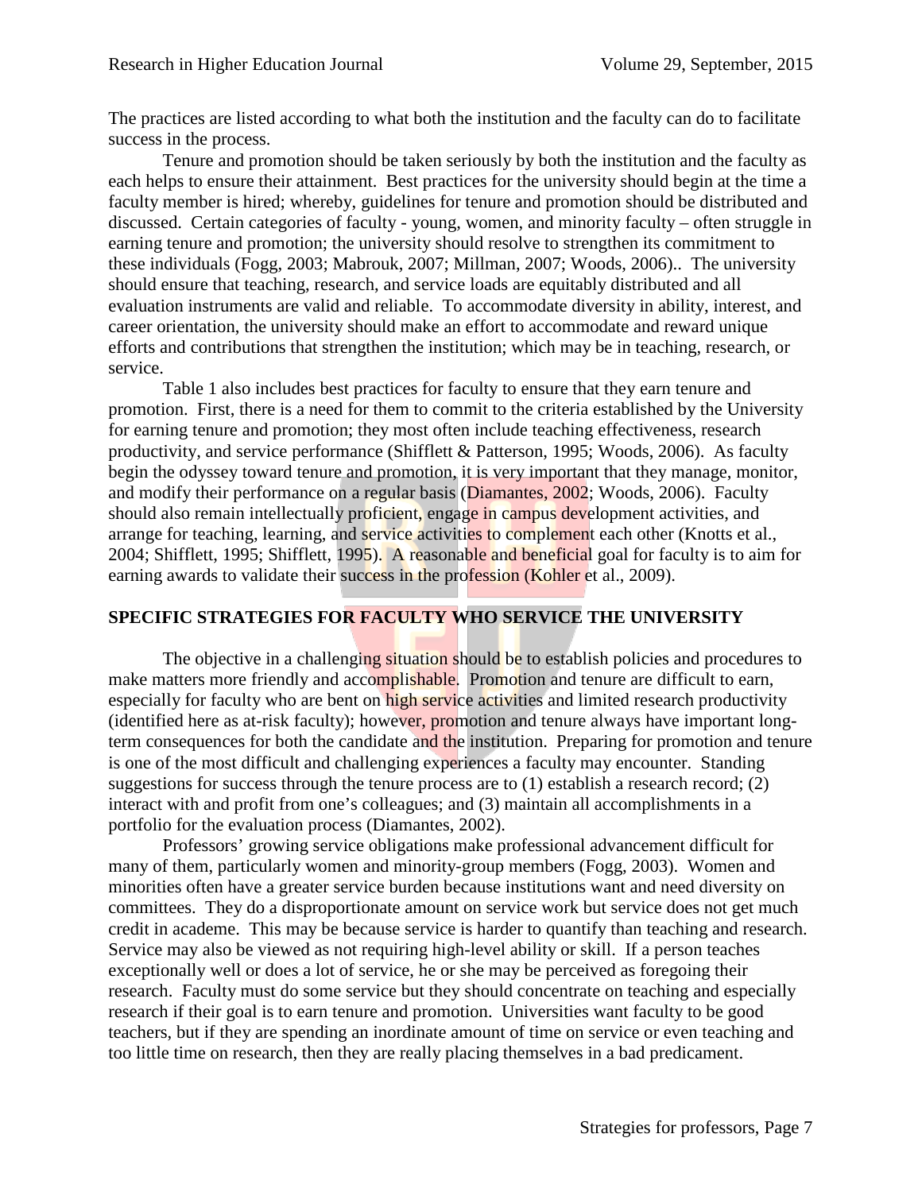The practices are listed according to what both the institution and the faculty can do to facilitate success in the process.

Tenure and promotion should be taken seriously by both the institution and the faculty as each helps to ensure their attainment. Best practices for the university should begin at the time a faculty member is hired; whereby, guidelines for tenure and promotion should be distributed and discussed. Certain categories of faculty - young, women, and minority faculty – often struggle in earning tenure and promotion; the university should resolve to strengthen its commitment to these individuals (Fogg, 2003; Mabrouk, 2007; Millman, 2007; Woods, 2006).. The university should ensure that teaching, research, and service loads are equitably distributed and all evaluation instruments are valid and reliable. To accommodate diversity in ability, interest, and career orientation, the university should make an effort to accommodate and reward unique efforts and contributions that strengthen the institution; which may be in teaching, research, or service.

Table 1 also includes best practices for faculty to ensure that they earn tenure and promotion. First, there is a need for them to commit to the criteria established by the University for earning tenure and promotion; they most often include teaching effectiveness, research productivity, and service performance (Shifflett & Patterson, 1995; Woods, 2006). As faculty begin the odyssey toward tenure and promotion, it is very important that they manage, monitor, and modify their performance on a regular basis (Diamantes, 2002; Woods, 2006). Faculty should also remain intellectually proficient, engage in campus development activities, and arrange for teaching, learning, and service activities to complement each other (Knotts et al., 2004; Shifflett, 1995; Shifflett, 1995). A reasonable and beneficial goal for faculty is to aim for earning awards to validate their success in the profession (Kohler et al., 2009).

## SPECIFIC STRATEGIES FOR FACULTY WHO SERVICE THE UNIVERSITY

The objective in a challenging situation should be to establish policies and procedures to make matters more friendly and accomplishable. Promotion and tenure are difficult to earn, especially for faculty who are bent on high service activities and limited research productivity (identified here as at-risk faculty); however, promotion and tenure always have important long-term consequences for both the candidate and the institution. Preparing for promotion and tenure is one of the most difficult and challenging experiences a faculty may encounter. Standing suggestions for success through the tenure process are to (1) establish a research record; (2) interact with and profit from one's colleagues; and (3) maintain all accomplishments in a portfolio for the evaluation process (Diamantes, 2002).

Professors' growing service obligations make professional advancement difficult for many of them, particularly women and minority-group members (Fogg, 2003). Women and minorities often have a greater service burden because institutions want and need diversity on committees. They do a disproportionate amount on service work but service does not get much credit in academe. This may be because service is harder to quantify than teaching and research. Service may also be viewed as not requiring high-level ability or skill. If a person teaches exceptionally well or does a lot of service, he or she may be perceived as foregoing their research. Faculty must do some service but they should concentrate on teaching and especially research if their goal is to earn tenure and promotion. Universities want faculty to be good teachers, but if they are spending an inordinate amount of time on service or even teaching and too little time on research, then they are really placing themselves in a bad predicament.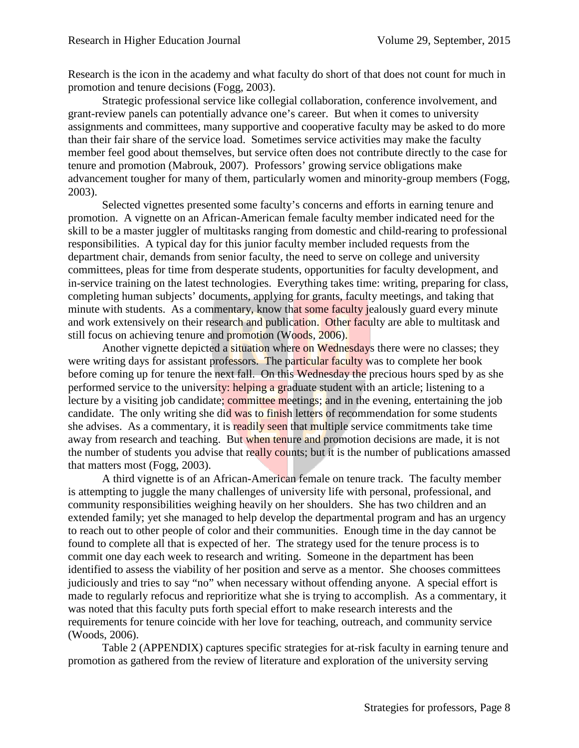Research is the icon in the academy and what faculty do short of that does not count for much in promotion and tenure decisions (Fogg, 2003).

Strategic professional service like collegial collaboration, conference involvement, and grant-review panels can potentially advance one's career. But when it comes to university assignments and committees, many supportive and cooperative faculty may be asked to do more than their fair share of the service load. Sometimes service activities may make the faculty member feel good about themselves, but service often does not contribute directly to the case for tenure and promotion (Mabrouk, 2007). Professors' growing service obligations make advancement tougher for many of them, particularly women and minority-group members (Fogg, 2003).

Selected vignettes presented some faculty's concerns and efforts in earning tenure and promotion. A vignette on an African-American female faculty member indicated need for the skill to be a master juggler of multitasks ranging from domestic and child-rearing to professional responsibilities. A typical day for this junior faculty member included requests from the department chair, demands from senior faculty, the need to serve on college and university committees, pleas for time from desperate students, opportunities for faculty development, and in-service training on the latest technologies. Everything takes time: writing, preparing for class, completing human subjects' documents, applying for grants, faculty meetings, and taking that minute with students. As a commentary, know that some faculty jealously guard every minute and work extensively on their research and publication. Other faculty are able to multitask and still focus on achieving tenure and promotion (Woods, 2006).

Another vignette depicted a situation where on Wednesdays there were no classes; they were writing days for assistant professors. The particular faculty was to complete her book before coming up for tenure the next fall. On this Wednesday the precious hours sped by as she performed service to the university: helping a graduate student with an article; listening to a lecture by a visiting job candidate; committee meetings; and in the evening, entertaining the job candidate. The only writing she did was to finish letters of recommendation for some students she advises. As a commentary, it is readily seen that multiple service commitments take time away from research and teaching. But when tenure and promotion decisions are made, it is not the number of students you advise that really counts; but it is the number of publications amassed that matters most (Fogg, 2003).

A third vignette is of an African-American female on tenure track. The faculty member is attempting to juggle the many challenges of university life with personal, professional, and community responsibilities weighing heavily on her shoulders. She has two children and an extended family; yet she managed to help develop the departmental program and has an urgency to reach out to other people of color and their communities. Enough time in the day cannot be found to complete all that is expected of her. The strategy used for the tenure process is to commit one day each week to research and writing. Someone in the department has been identified to assess the viability of her position and serve as a mentor. She chooses committees judiciously and tries to say "no" when necessary without offending anyone. A special effort is made to regularly refocus and reprioritize what she is trying to accomplish. As a commentary, it was noted that this faculty puts forth special effort to make research interests and the requirements for tenure coincide with her love for teaching, outreach, and community service (Woods, 2006).

Table 2 (APPENDIX) captures specific strategies for at-risk faculty in earning tenure and promotion as gathered from the review of literature and exploration of the university serving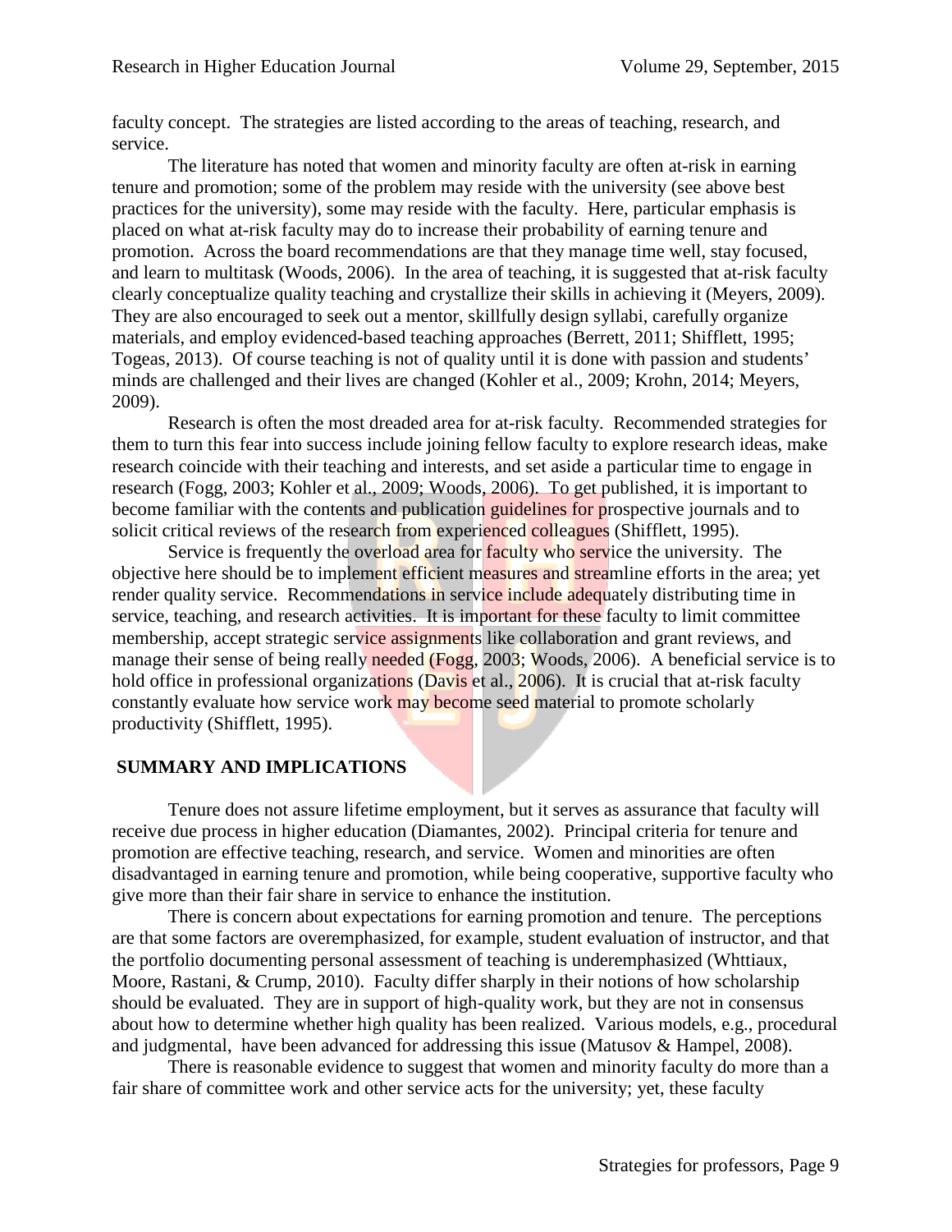faculty concept. The strategies are listed according to the areas of teaching, research, and service.

The literature has noted that women and minority faculty are often at-risk in earning tenure and promotion; some of the problem may reside with the university (see above best practices for the university), some may reside with the faculty. Here, particular emphasis is placed on what at-risk faculty may do to increase their probability of earning tenure and promotion. Across the board recommendations are that they manage time well, stay focused, and learn to multitask (Woods, 2006). In the area of teaching, it is suggested that at-risk faculty clearly conceptualize quality teaching and crystallize their skills in achieving it (Meyers, 2009). They are also encouraged to seek out a mentor, skillfully design syllabi, carefully organize materials, and employ evidenced-based teaching approaches (Berrett, 2011; Shifflett, 1995; Togeas, 2013). Of course teaching is not of quality until it is done with passion and students' minds are challenged and their lives are changed (Kohler et al., 2009; Krohn, 2014; Meyers, 2009).

Research is often the most dreaded area for at-risk faculty. Recommended strategies for them to turn this fear into success include joining fellow faculty to explore research ideas, make research coincide with their teaching and interests, and set aside a particular time to engage in research (Fogg, 2003; Kohler et al., 2009; Woods, 2006). To get published, it is important to become familiar with the contents and publication guidelines for prospective journals and to solicit critical reviews of the research from experienced colleagues (Shifflett, 1995).

Service is frequently the overload area for faculty who service the university. The objective here should be to implement efficient measures and streamline efforts in the area; yet render quality service. Recommendations in service include adequately distributing time in service, teaching, and research activities. It is important for these faculty to limit committee membership, accept strategic service assignments like collaboration and grant reviews, and manage their sense of being really needed (Fogg, 2003; Woods, 2006). A beneficial service is to hold office in professional organizations (Davis et al., 2006). It is crucial that at-risk faculty constantly evaluate how service work may become seed material to promote scholarly productivity (Shifflett, 1995).

## SUMMARY AND IMPLICATIONS

Tenure does not assure lifetime employment, but it serves as assurance that faculty will receive due process in higher education (Diamantes, 2002). Principal criteria for tenure and promotion are effective teaching, research, and service. Women and minorities are often disadvantaged in earning tenure and promotion, while being cooperative, supportive faculty who give more than their fair share in service to enhance the institution.

There is concern about expectations for earning promotion and tenure. The perceptions are that some factors are overemphasized, for example, student evaluation of instructor, and that the portfolio documenting personal assessment of teaching is underemphasized (Whttiaux, Moore, Rastani, & Crump, 2010). Faculty differ sharply in their notions of how scholarship should be evaluated. They are in support of high-quality work, but they are not in consensus about how to determine whether high quality has been realized. Various models, e.g., procedural and judgmental, have been advanced for addressing this issue (Matusov & Hampel, 2008).

There is reasonable evidence to suggest that women and minority faculty do more than a fair share of committee work and other service acts for the university; yet, these faculty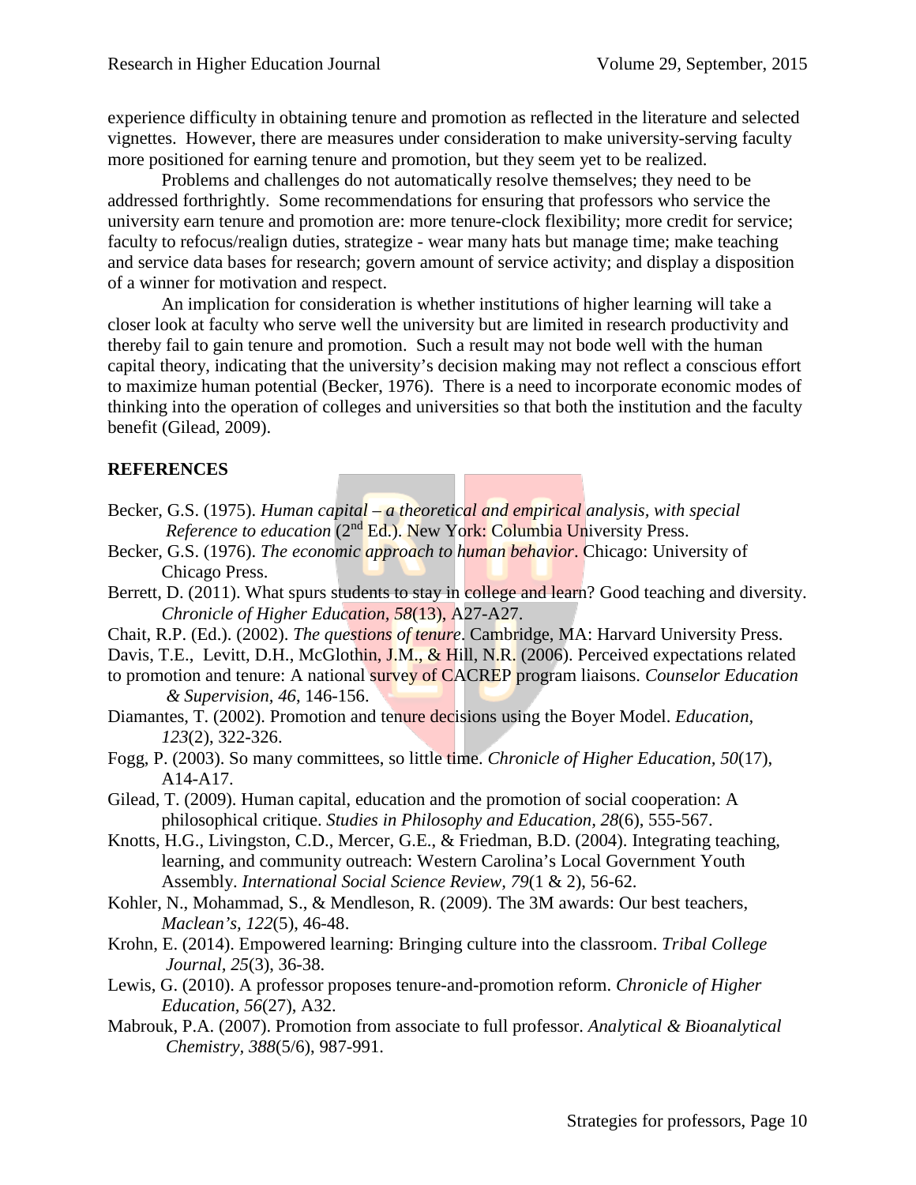experience difficulty in obtaining tenure and promotion as reflected in the literature and selected vignettes. However, there are measures under consideration to make university-serving faculty more positioned for earning tenure and promotion, but they seem yet to be realized.

Problems and challenges do not automatically resolve themselves; they need to be addressed forthrightly. Some recommendations for ensuring that professors who service the university earn tenure and promotion are: more tenure-clock flexibility; more credit for service; faculty to refocus/realign duties, strategize - wear many hats but manage time; make teaching and service data bases for research; govern amount of service activity; and display a disposition of a winner for motivation and respect.

An implication for consideration is whether institutions of higher learning will take a closer look at faculty who serve well the university but are limited in research productivity and thereby fail to gain tenure and promotion. Such a result may not bode well with the human capital theory, indicating that the university's decision making may not reflect a conscious effort to maximize human potential (Becker, 1976). There is a need to incorporate economic modes of thinking into the operation of colleges and universities so that both the institution and the faculty benefit (Gilead, 2009).

## REFERENCES

Becker, G.S. (1975). *Human capital – a theoretical and empirical analysis, with special Reference to education* (2nd Ed.). New York: Columbia University Press.

Becker, G.S. (1976). *The economic approach to human behavior*. Chicago: University of Chicago Press.

Berrett, D. (2011). What spurs students to stay in college and learn? Good teaching and diversity. *Chronicle of Higher Education, 58*(13), A27-A27.

Chait, R.P. (Ed.). (2002). *The questions of tenure*. Cambridge, MA: Harvard University Press.

Davis, T.E., Levitt, D.H., McGlothin, J.M., & Hill, N.R. (2006). Perceived expectations related to promotion and tenure: A national survey of CACREP program liaisons. *Counselor Education & Supervision, 46*, 146-156.

Diamantes, T. (2002). Promotion and tenure decisions using the Boyer Model. *Education, 123*(2), 322-326.

Fogg, P. (2003). So many committees, so little time. *Chronicle of Higher Education, 50*(17), A14-A17.

Gilead, T. (2009). Human capital, education and the promotion of social cooperation: A philosophical critique. *Studies in Philosophy and Education, 28*(6), 555-567.

Knotts, H.G., Livingston, C.D., Mercer, G.E., & Friedman, B.D. (2004). Integrating teaching, learning, and community outreach: Western Carolina's Local Government Youth Assembly. *International Social Science Review, 79*(1 & 2), 56-62.

Kohler, N., Mohammad, S., & Mendleson, R. (2009). The 3M awards: Our best teachers, *Maclean's, 122*(5), 46-48.

Krohn, E. (2014). Empowered learning: Bringing culture into the classroom. *Tribal College Journal, 25*(3), 36-38.

Lewis, G. (2010). A professor proposes tenure-and-promotion reform. *Chronicle of Higher Education, 56*(27), A32.

Mabrouk, P.A. (2007). Promotion from associate to full professor. *Analytical & Bioanalytical Chemistry, 388*(5/6), 987-991.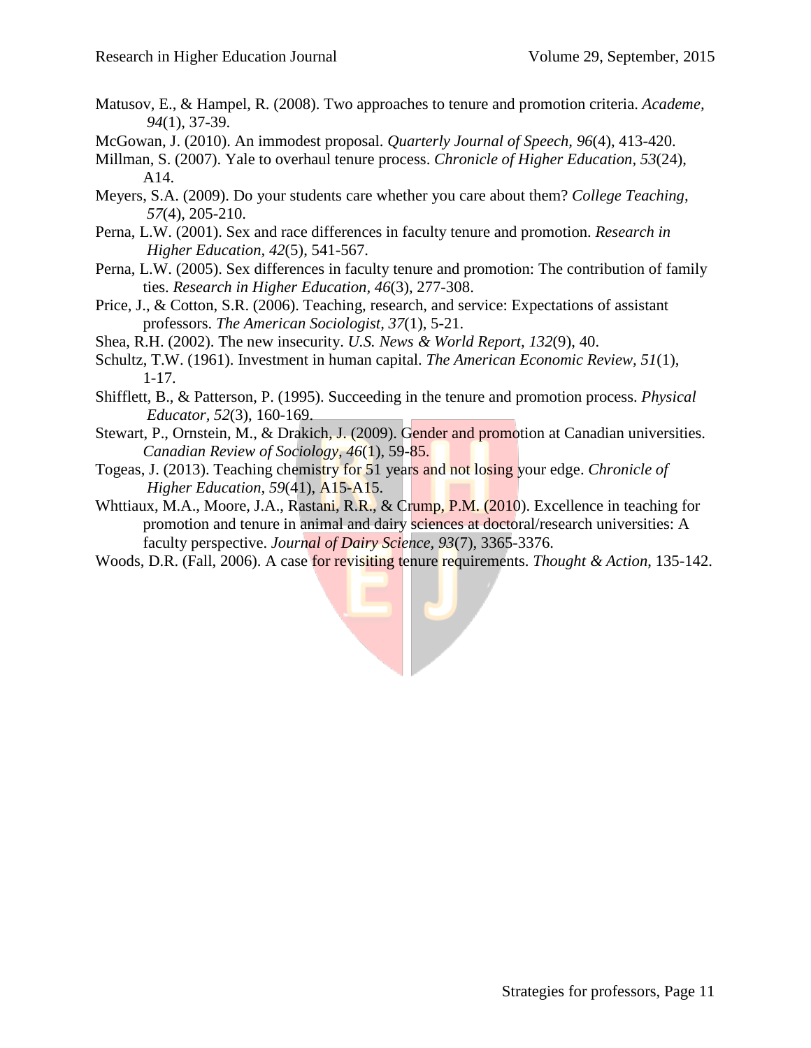Matusov, E., & Hampel, R. (2008). Two approaches to tenure and promotion criteria. *Academe, 94*(1), 37-39.

McGowan, J. (2010). An immodest proposal. *Quarterly Journal of Speech*, *96*(4), 413-420.

Millman, S. (2007). Yale to overhaul tenure process. *Chronicle of Higher Education, 53*(24), A14.

Meyers, S.A. (2009). Do your students care whether you care about them? *College Teaching, 57*(4), 205-210.

Perna, L.W. (2001). Sex and race differences in faculty tenure and promotion. *Research in Higher Education*, *42*(5), 541-567.

Perna, L.W. (2005). Sex differences in faculty tenure and promotion: The contribution of family ties. *Research in Higher Education, 46*(3), 277-308.

Price, J., & Cotton, S.R. (2006). Teaching, research, and service: Expectations of assistant professors. *The American Sociologist, 37*(1), 5-21.

Shea, R.H. (2002). The new insecurity. *U.S. News & World Report, 132*(9), 40.

Schultz, T.W. (1961). Investment in human capital. *The American Economic Review, 51*(1), 1-17.

Shifflett, B., & Patterson, P. (1995). Succeeding in the tenure and promotion process. *Physical Educator, 52*(3), 160-169.

Stewart, P., Ornstein, M., & Drakich, J. (2009). Gender and promotion at Canadian universities. *Canadian Review of Sociology, 46*(1), 59-85.

Togeas, J. (2013). Teaching chemistry for 51 years and not losing your edge. *Chronicle of Higher Education, 59*(41), A15-A15.

Whttiaux, M.A., Moore, J.A., Rastani, R.R., & Crump, P.M. (2010). Excellence in teaching for promotion and tenure in animal and dairy sciences at doctoral/research universities: A faculty perspective. *Journal of Dairy Science, 93*(7), 3365-3376.

Woods, D.R. (Fall, 2006). A case for revisiting tenure requirements. *Thought & Action*, 135-142.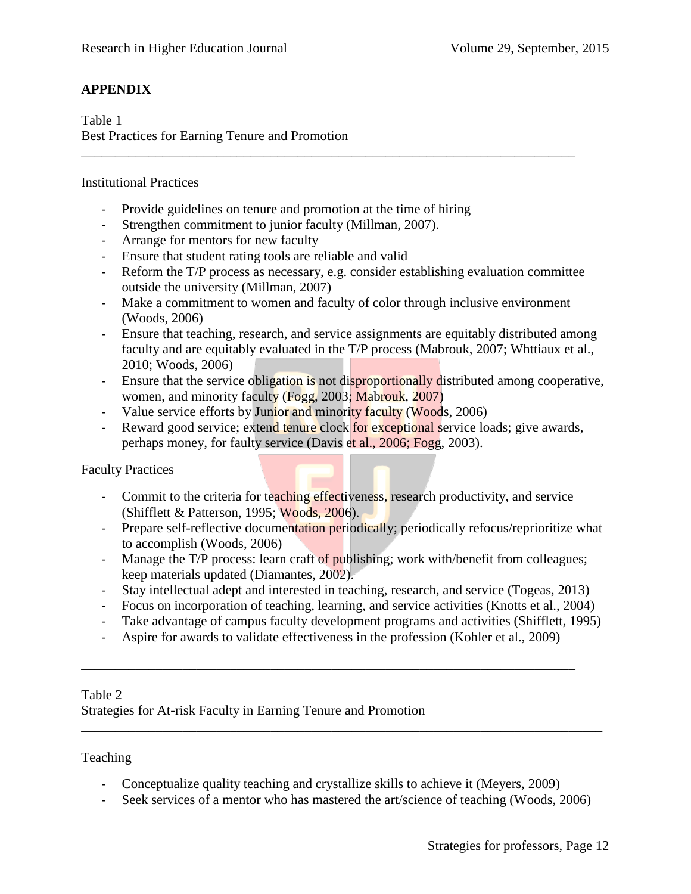## APPENDIX

Table 1
Best Practices for Earning Tenure and Promotion

---

Institutional Practices

- Provide guidelines on tenure and promotion at the time of hiring
- Strengthen commitment to junior faculty (Millman, 2007).
- Arrange for mentors for new faculty
- Ensure that student rating tools are reliable and valid
- Reform the T/P process as necessary, e.g. consider establishing evaluation committee outside the university (Millman, 2007)
- Make a commitment to women and faculty of color through inclusive environment (Woods, 2006)
- Ensure that teaching, research, and service assignments are equitably distributed among faculty and are equitably evaluated in the T/P process (Mabrouk, 2007; Whttiaux et al., 2010; Woods, 2006)
- Ensure that the service obligation is not disproportionally distributed among cooperative, women, and minority faculty (Fogg, 2003; Mabrouk, 2007)
- Value service efforts by Junior and minority faculty (Woods, 2006)
- Reward good service; extend tenure clock for exceptional service loads; give awards, perhaps money, for faulty service (Davis et al., 2006; Fogg, 2003).

Faculty Practices

- Commit to the criteria for teaching effectiveness, research productivity, and service (Shifflett & Patterson, 1995; Woods, 2006).
- Prepare self-reflective documentation periodically; periodically refocus/reprioritize what to accomplish (Woods, 2006)
- Manage the T/P process: learn craft of publishing; work with/benefit from colleagues; keep materials updated (Diamantes, 2002).
- Stay intellectual adept and interested in teaching, research, and service (Togeas, 2013)
- Focus on incorporation of teaching, learning, and service activities (Knotts et al., 2004)
- Take advantage of campus faculty development programs and activities (Shifflett, 1995)
- Aspire for awards to validate effectiveness in the profession (Kohler et al., 2009)

---

Table 2
Strategies for At-risk Faculty in Earning Tenure and Promotion

---

Teaching

- Conceptualize quality teaching and crystallize skills to achieve it (Meyers, 2009)
- Seek services of a mentor who has mastered the art/science of teaching (Woods, 2006)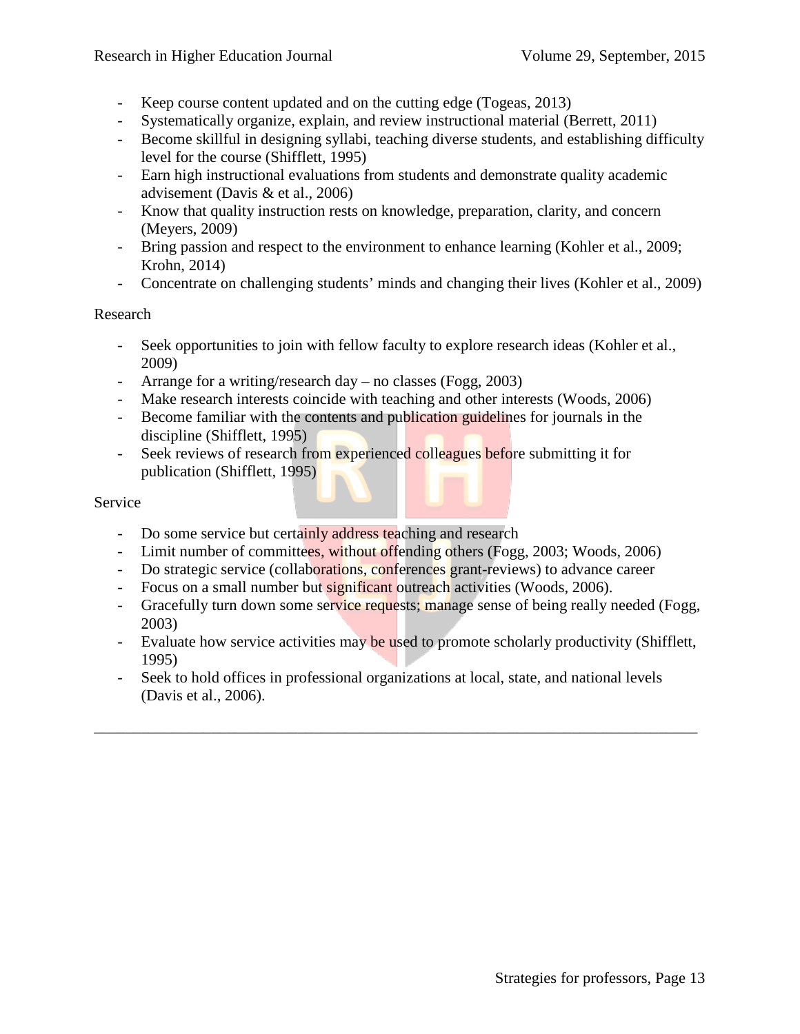- Keep course content updated and on the cutting edge (Togeas, 2013)
- Systematically organize, explain, and review instructional material (Berrett, 2011)
- Become skillful in designing syllabi, teaching diverse students, and establishing difficulty level for the course (Shifflett, 1995)
- Earn high instructional evaluations from students and demonstrate quality academic advisement (Davis & et al., 2006)
- Know that quality instruction rests on knowledge, preparation, clarity, and concern (Meyers, 2009)
- Bring passion and respect to the environment to enhance learning (Kohler et al., 2009; Krohn, 2014)
- Concentrate on challenging students' minds and changing their lives (Kohler et al., 2009)

Research

- Seek opportunities to join with fellow faculty to explore research ideas (Kohler et al., 2009)
- Arrange for a writing/research day – no classes (Fogg, 2003)
- Make research interests coincide with teaching and other interests (Woods, 2006)
- Become familiar with the contents and publication guidelines for journals in the discipline (Shifflett, 1995)
- Seek reviews of research from experienced colleagues before submitting it for publication (Shifflett, 1995)

Service

- Do some service but certainly address teaching and research
- Limit number of committees, without offending others (Fogg, 2003; Woods, 2006)
- Do strategic service (collaborations, conferences grant-reviews) to advance career
- Focus on a small number but significant outreach activities (Woods, 2006).
- Gracefully turn down some service requests; manage sense of being really needed (Fogg, 2003)
- Evaluate how service activities may be used to promote scholarly productivity (Shifflett, 1995)
- Seek to hold offices in professional organizations at local, state, and national levels (Davis et al., 2006).

---